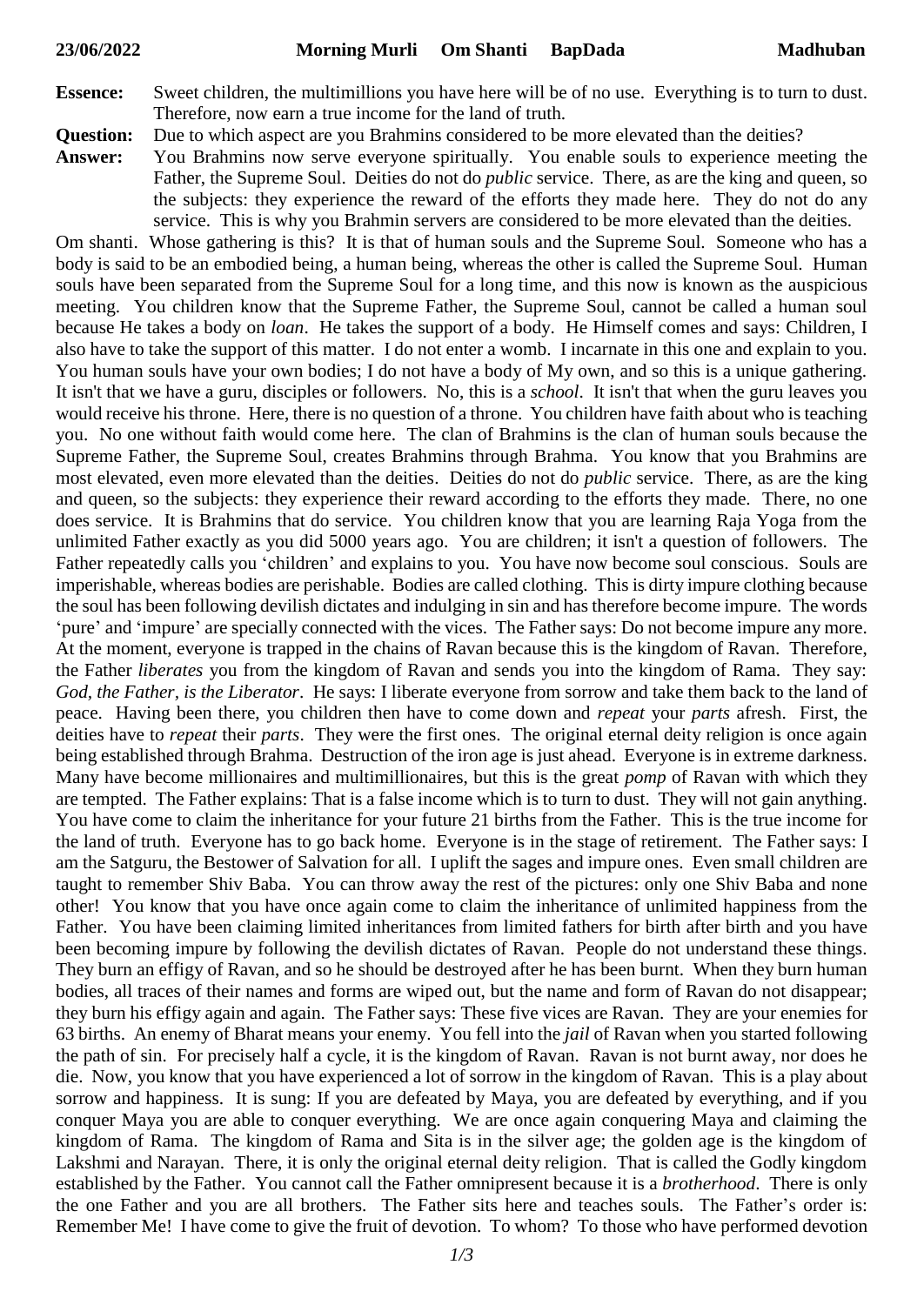**23/06/2022 Morning Murli Om Shanti BapDada Madhuban**

**Essence:** Sweet children, the multimillions you have here will be of no use. Everything is to turn to dust. Therefore, now earn a true income for the land of truth.

**Question:** Due to which aspect are you Brahmins considered to be more elevated than the deities?

**Answer:** You Brahmins now serve everyone spiritually. You enable souls to experience meeting the Father, the Supreme Soul. Deities do not do *public* service. There, as are the king and queen, so the subjects: they experience the reward of the efforts they made here. They do not do any service. This is why you Brahmin servers are considered to be more elevated than the deities.

Om shanti. Whose gathering is this? It is that of human souls and the Supreme Soul. Someone who has a body is said to be an embodied being, a human being, whereas the other is called the Supreme Soul. Human souls have been separated from the Supreme Soul for a long time, and this now is known as the auspicious meeting. You children know that the Supreme Father, the Supreme Soul, cannot be called a human soul because He takes a body on *loan*. He takes the support of a body. He Himself comes and says: Children, I also have to take the support of this matter. I do not enter a womb. I incarnate in this one and explain to you. You human souls have your own bodies; I do not have a body of My own, and so this is a unique gathering. It isn't that we have a guru, disciples or followers. No, this is a *school*. It isn't that when the guru leaves you would receive his throne. Here, there is no question of a throne. You children have faith about who is teaching you. No one without faith would come here. The clan of Brahmins is the clan of human souls because the Supreme Father, the Supreme Soul, creates Brahmins through Brahma. You know that you Brahmins are most elevated, even more elevated than the deities. Deities do not do *public* service. There, as are the king and queen, so the subjects: they experience their reward according to the efforts they made. There, no one does service. It is Brahmins that do service. You children know that you are learning Raja Yoga from the unlimited Father exactly as you did 5000 years ago. You are children; it isn't a question of followers. The Father repeatedly calls you 'children' and explains to you. You have now become soul conscious. Souls are imperishable, whereas bodies are perishable. Bodies are called clothing. This is dirty impure clothing because the soul has been following devilish dictates and indulging in sin and has therefore become impure. The words 'pure' and 'impure' are specially connected with the vices. The Father says: Do not become impure any more. At the moment, everyone is trapped in the chains of Ravan because this is the kingdom of Ravan. Therefore, the Father *liberates* you from the kingdom of Ravan and sends you into the kingdom of Rama. They say: *God, the Father, is the Liberator*. He says: I liberate everyone from sorrow and take them back to the land of peace. Having been there, you children then have to come down and *repeat* your *parts* afresh. First, the deities have to *repeat* their *parts*. They were the first ones. The original eternal deity religion is once again being established through Brahma. Destruction of the iron age is just ahead. Everyone is in extreme darkness. Many have become millionaires and multimillionaires, but this is the great *pomp* of Ravan with which they are tempted. The Father explains: That is a false income which is to turn to dust. They will not gain anything. You have come to claim the inheritance for your future 21 births from the Father. This is the true income for the land of truth. Everyone has to go back home. Everyone is in the stage of retirement. The Father says: I am the Satguru, the Bestower of Salvation for all. I uplift the sages and impure ones. Even small children are taught to remember Shiv Baba. You can throw away the rest of the pictures: only one Shiv Baba and none other! You know that you have once again come to claim the inheritance of unlimited happiness from the Father. You have been claiming limited inheritances from limited fathers for birth after birth and you have been becoming impure by following the devilish dictates of Ravan. People do not understand these things. They burn an effigy of Ravan, and so he should be destroyed after he has been burnt. When they burn human bodies, all traces of their names and forms are wiped out, but the name and form of Ravan do not disappear; they burn his effigy again and again. The Father says: These five vices are Ravan. They are your enemies for 63 births. An enemy of Bharat means your enemy. You fell into the *jail* of Ravan when you started following the path of sin. For precisely half a cycle, it is the kingdom of Ravan. Ravan is not burnt away, nor does he die. Now, you know that you have experienced a lot of sorrow in the kingdom of Ravan. This is a play about sorrow and happiness. It is sung: If you are defeated by Maya, you are defeated by everything, and if you conquer Maya you are able to conquer everything. We are once again conquering Maya and claiming the kingdom of Rama. The kingdom of Rama and Sita is in the silver age; the golden age is the kingdom of Lakshmi and Narayan. There, it is only the original eternal deity religion. That is called the Godly kingdom established by the Father. You cannot call the Father omnipresent because it is a *brotherhood*. There is only the one Father and you are all brothers. The Father sits here and teaches souls. The Father's order is: Remember Me! I have come to give the fruit of devotion. To whom? To those who have performed devotion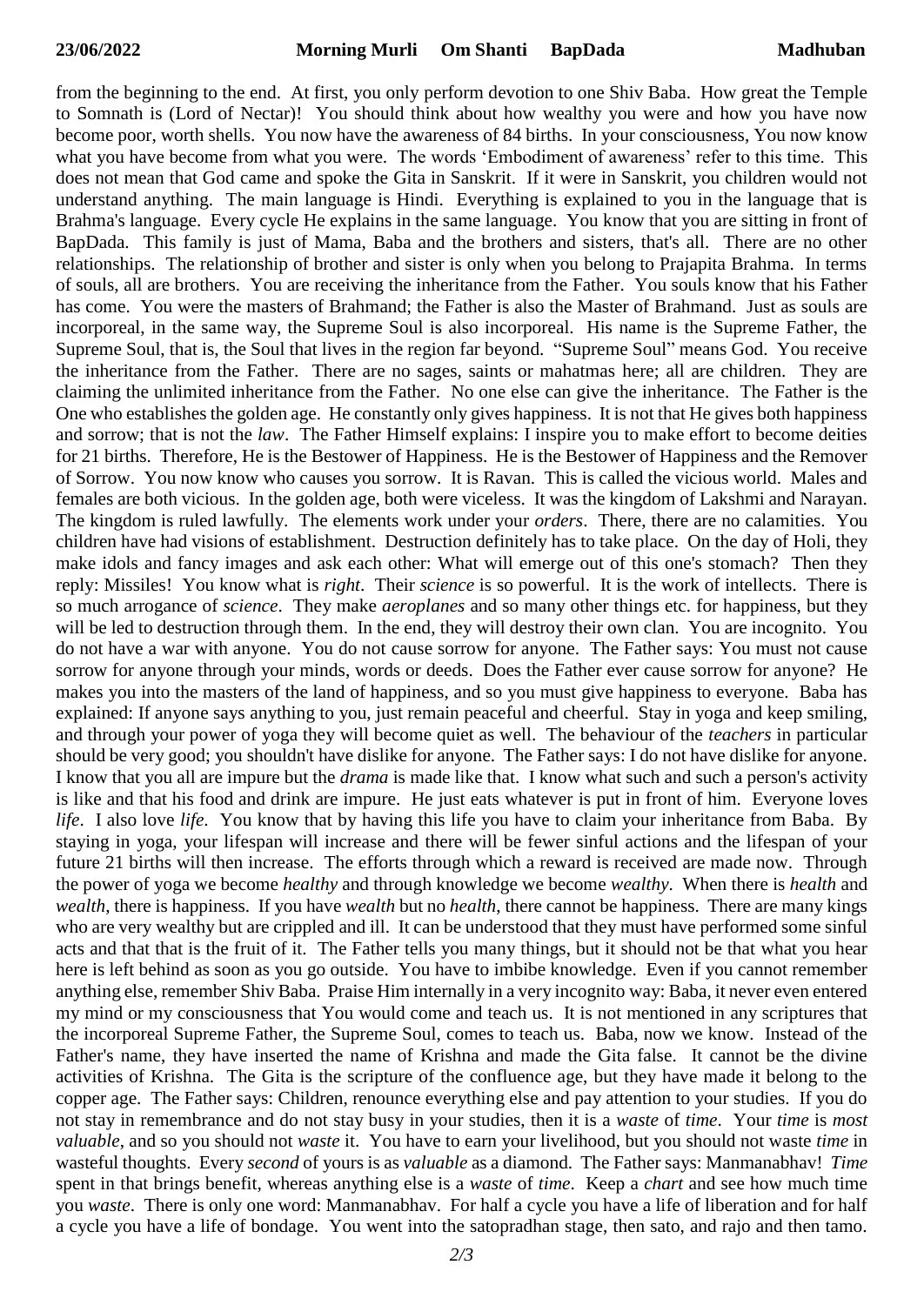from the beginning to the end. At first, you only perform devotion to one Shiv Baba. How great the Temple to Somnath is (Lord of Nectar)! You should think about how wealthy you were and how you have now become poor, worth shells. You now have the awareness of 84 births. In your consciousness, You now know what you have become from what you were. The words 'Embodiment of awareness' refer to this time. This does not mean that God came and spoke the Gita in Sanskrit. If it were in Sanskrit, you children would not understand anything. The main language is Hindi. Everything is explained to you in the language that is Brahma's language. Every cycle He explains in the same language. You know that you are sitting in front of BapDada. This family is just of Mama, Baba and the brothers and sisters, that's all. There are no other relationships. The relationship of brother and sister is only when you belong to Prajapita Brahma. In terms of souls, all are brothers. You are receiving the inheritance from the Father. You souls know that his Father has come. You were the masters of Brahmand; the Father is also the Master of Brahmand. Just as souls are incorporeal, in the same way, the Supreme Soul is also incorporeal. His name is the Supreme Father, the Supreme Soul, that is, the Soul that lives in the region far beyond. "Supreme Soul" means God. You receive the inheritance from the Father. There are no sages, saints or mahatmas here; all are children. They are claiming the unlimited inheritance from the Father. No one else can give the inheritance. The Father is the One who establishes the golden age. He constantly only gives happiness. It is not that He gives both happiness and sorrow; that is not the *law*. The Father Himself explains: I inspire you to make effort to become deities for 21 births. Therefore, He is the Bestower of Happiness. He is the Bestower of Happiness and the Remover of Sorrow. You now know who causes you sorrow. It is Ravan. This is called the vicious world. Males and females are both vicious. In the golden age, both were viceless. It was the kingdom of Lakshmi and Narayan. The kingdom is ruled lawfully. The elements work under your *orders*. There, there are no calamities. You children have had visions of establishment. Destruction definitely has to take place. On the day of Holi, they make idols and fancy images and ask each other: What will emerge out of this one's stomach? Then they reply: Missiles! You know what is *right*. Their *science* is so powerful. It is the work of intellects. There is so much arrogance of *science*. They make *aeroplanes* and so many other things etc. for happiness, but they will be led to destruction through them. In the end, they will destroy their own clan. You are incognito. You do not have a war with anyone. You do not cause sorrow for anyone. The Father says: You must not cause sorrow for anyone through your minds, words or deeds. Does the Father ever cause sorrow for anyone? He makes you into the masters of the land of happiness, and so you must give happiness to everyone. Baba has explained: If anyone says anything to you, just remain peaceful and cheerful. Stay in yoga and keep smiling, and through your power of yoga they will become quiet as well. The behaviour of the *teachers* in particular should be very good; you shouldn't have dislike for anyone. The Father says: I do not have dislike for anyone. I know that you all are impure but the *drama* is made like that. I know what such and such a person's activity is like and that his food and drink are impure. He just eats whatever is put in front of him. Everyone loves *life*. I also love *life*. You know that by having this life you have to claim your inheritance from Baba. By staying in yoga, your lifespan will increase and there will be fewer sinful actions and the lifespan of your future 21 births will then increase. The efforts through which a reward is received are made now. Through the power of yoga we become *healthy* and through knowledge we become *wealthy*. When there is *health* and *wealth*, there is happiness. If you have *wealth* but no *health*, there cannot be happiness. There are many kings who are very wealthy but are crippled and ill. It can be understood that they must have performed some sinful acts and that that is the fruit of it. The Father tells you many things, but it should not be that what you hear here is left behind as soon as you go outside. You have to imbibe knowledge. Even if you cannot remember anything else, remember Shiv Baba. Praise Him internally in a very incognito way: Baba, it never even entered my mind or my consciousness that You would come and teach us. It is not mentioned in any scriptures that the incorporeal Supreme Father, the Supreme Soul, comes to teach us. Baba, now we know. Instead of the Father's name, they have inserted the name of Krishna and made the Gita false. It cannot be the divine activities of Krishna. The Gita is the scripture of the confluence age, but they have made it belong to the copper age. The Father says: Children, renounce everything else and pay attention to your studies. If you do not stay in remembrance and do not stay busy in your studies, then it is a *waste* of *time*. Your *time* is *most valuable*, and so you should not *waste* it. You have to earn your livelihood, but you should not waste *time* in wasteful thoughts. Every *second* of yours is as *valuable* as a diamond. The Father says: Manmanabhav! *Time* spent in that brings benefit, whereas anything else is a *waste* of *time*. Keep a *chart* and see how much time you *waste*. There is only one word: Manmanabhav. For half a cycle you have a life of liberation and for half a cycle you have a life of bondage. You went into the satopradhan stage, then sato, and rajo and then tamo.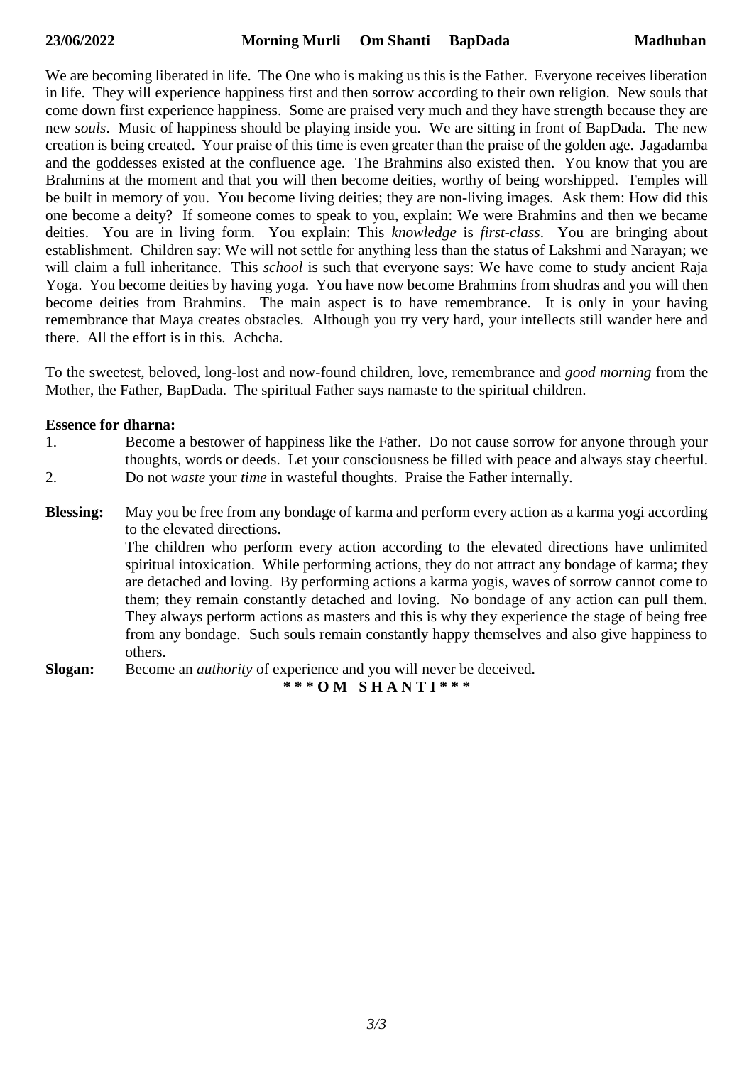We are becoming liberated in life. The One who is making us this is the Father. Everyone receives liberation in life. They will experience happiness first and then sorrow according to their own religion. New souls that come down first experience happiness. Some are praised very much and they have strength because they are new *souls*. Music of happiness should be playing inside you. We are sitting in front of BapDada. The new creation is being created. Your praise of this time is even greater than the praise of the golden age. Jagadamba and the goddesses existed at the confluence age. The Brahmins also existed then. You know that you are Brahmins at the moment and that you will then become deities, worthy of being worshipped. Temples will be built in memory of you. You become living deities; they are non-living images. Ask them: How did this one become a deity? If someone comes to speak to you, explain: We were Brahmins and then we became deities. You are in living form. You explain: This *knowledge* is *first-class*. You are bringing about establishment. Children say: We will not settle for anything less than the status of Lakshmi and Narayan; we will claim a full inheritance. This *school* is such that everyone says: We have come to study ancient Raja Yoga. You become deities by having yoga. You have now become Brahmins from shudras and you will then become deities from Brahmins. The main aspect is to have remembrance. It is only in your having remembrance that Maya creates obstacles. Although you try very hard, your intellects still wander here and there. All the effort is in this. Achcha.

To the sweetest, beloved, long-lost and now-found children, love, remembrance and *good morning* from the Mother, the Father, BapDada. The spiritual Father says namaste to the spiritual children.

**Essence for dharna:**

1. Become a bestower of happiness like the Father. Do not cause sorrow for anyone through your thoughts, words or deeds. Let your consciousness be filled with peace and always stay cheerful.
2. Do not *waste* your *time* in wasteful thoughts. Praise the Father internally.

**Blessing:** May you be free from any bondage of karma and perform every action as a karma yogi according to the elevated directions.

The children who perform every action according to the elevated directions have unlimited spiritual intoxication. While performing actions, they do not attract any bondage of karma; they are detached and loving. By performing actions a karma yogis, waves of sorrow cannot come to them; they remain constantly detached and loving. No bondage of any action can pull them. They always perform actions as masters and this is why they experience the stage of being free from any bondage. Such souls remain constantly happy themselves and also give happiness to others.

**Slogan:** Become an *authority* of experience and you will never be deceived.

**\* \* \* O M S H A N T I \* \* \***